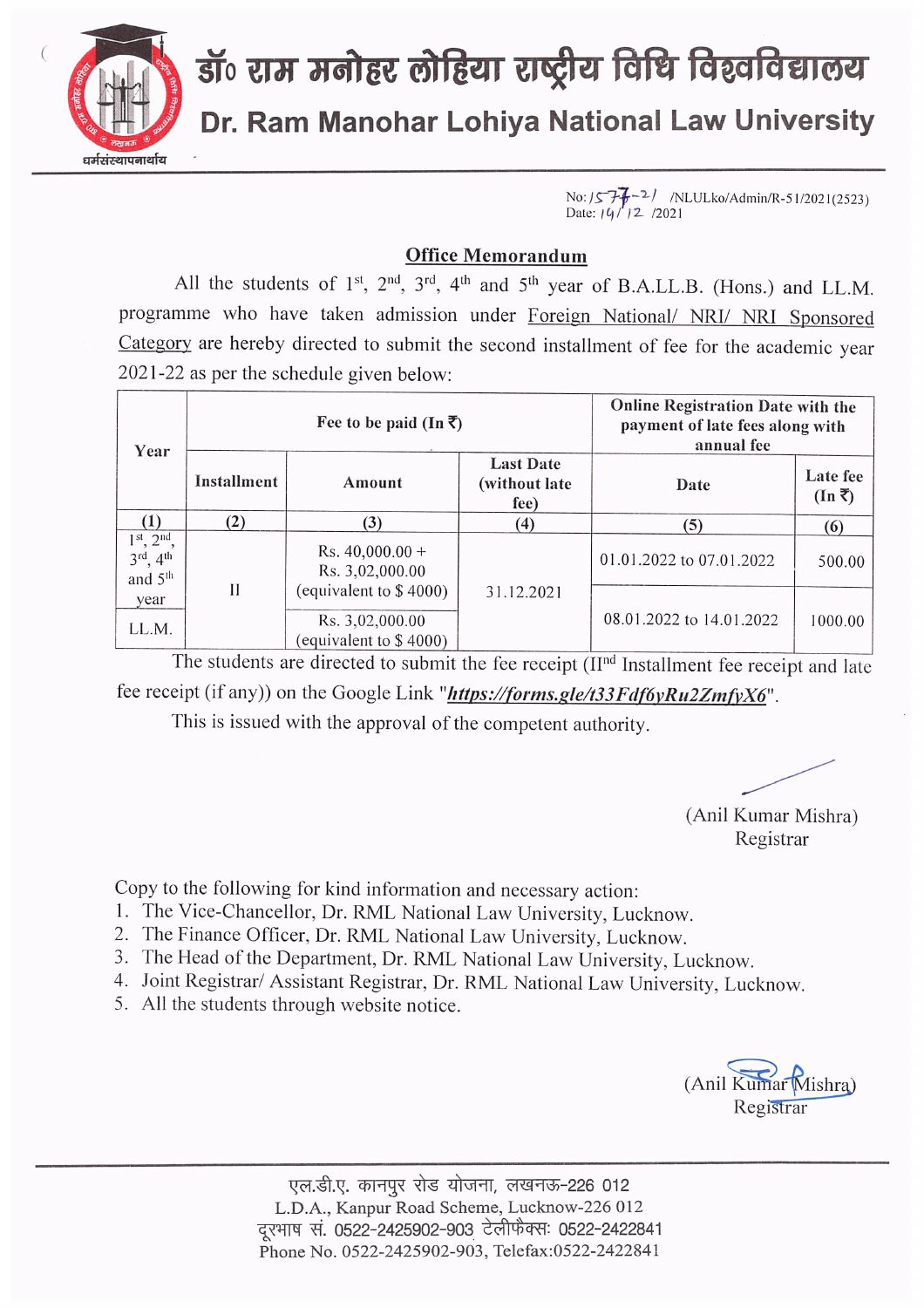# डॉ० राम मनोहर लोहिया राष्ट्रीय विधि विश्वविद्यालय

## Dr. Ram Manohar Lohiya National Law University

धर्मसंस्थापनार्थाय

No: 1577-21 /NLULko/Admin/R-51/2021(2523)
Date: 14/12 /2021

### Office Memorandum

All the students of 1st, 2nd, 3rd, 4th and 5th year of B.A.LL.B. (Hons.) and LL.M. programme who have taken admission under Foreign National/ NRI/ NRI Sponsored Category are hereby directed to submit the second installment of fee for the academic year 2021-22 as per the schedule given below:

| Year | Fee to be paid (In ₹) | | | Online Registration Date with the payment of late fees along with annual fee | |
|---|---|---|---|---|---|
| | Installment | Amount | Last Date (without late fee) | Date | Late fee (In ₹) |
| (1) | (2) | (3) | (4) | (5) | (6) |
| 1st, 2nd, 3rd, 4th and 5th year | II | Rs. 40,000.00 + Rs. 3,02,000.00 (equivalent to $ 4000) | 31.12.2021 | 01.01.2022 to 07.01.2022 | 500.00 |
| LL.M. | | Rs. 3,02,000.00 (equivalent to $ 4000) | | 08.01.2022 to 14.01.2022 | 1000.00 |

The students are directed to submit the fee receipt (IInd Installment fee receipt and late fee receipt (if any)) on the Google Link "***https://forms.gle/t33Fdf6yRu2ZmfyX6***".

This is issued with the approval of the competent authority.

(Anil Kumar Mishra)
Registrar

Copy to the following for kind information and necessary action:

1. The Vice-Chancellor, Dr. RML National Law University, Lucknow.
2. The Finance Officer, Dr. RML National Law University, Lucknow.
3. The Head of the Department, Dr. RML National Law University, Lucknow.
4. Joint Registrar/ Assistant Registrar, Dr. RML National Law University, Lucknow.
5. All the students through website notice.

(Anil Kumar Mishra)
Registrar

एल.डी.ए. कानपुर रोड योजना, लखनऊ-226 012
L.D.A., Kanpur Road Scheme, Lucknow-226 012
दूरभाष सं. 0522-2425902-903 टेलीफैक्स: 0522-2422841
Phone No. 0522-2425902-903, Telefax:0522-2422841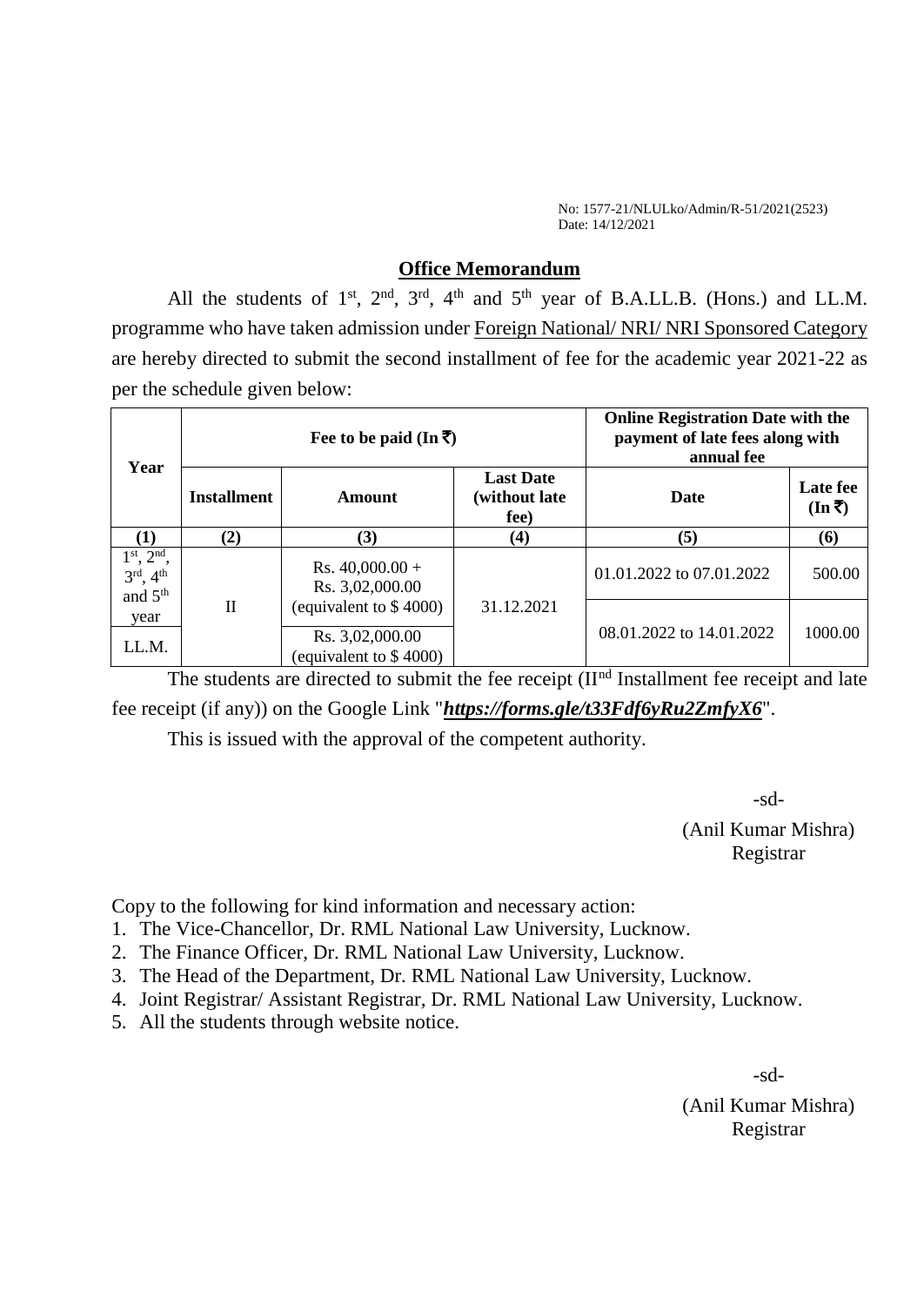No: 1577-21/NLULko/Admin/R-51/2021(2523)
Date: 14/12/2021

## Office Memorandum

All the students of 1st, 2nd, 3rd, 4th and 5th year of B.A.LL.B. (Hons.) and LL.M. programme who have taken admission under Foreign National/ NRI/ NRI Sponsored Category are hereby directed to submit the second installment of fee for the academic year 2021-22 as per the schedule given below:

| Year | Fee to be paid (In ₹) | | | Online Registration Date with the payment of late fees along with annual fee | |
|---|---|---|---|---|---|
| | **Installment** | **Amount** | **Last Date (without late fee)** | **Date** | **Late fee (In ₹)** |
| **(1)** | **(2)** | **(3)** | **(4)** | **(5)** | **(6)** |
| 1st, 2nd, 3rd, 4th and 5th year | II | Rs. 40,000.00 + Rs. 3,02,000.00 (equivalent to $ 4000) | 31.12.2021 | 01.01.2022 to 07.01.2022 | 500.00 |
| LL.M. | | Rs. 3,02,000.00 (equivalent to $ 4000) | | 08.01.2022 to 14.01.2022 | 1000.00 |

The students are directed to submit the fee receipt (IInd Installment fee receipt and late fee receipt (if any)) on the Google Link "***https://forms.gle/t33Fdf6yRu2ZmfyX6***".

This is issued with the approval of the competent authority.

-sd-

(Anil Kumar Mishra)
Registrar

Copy to the following for kind information and necessary action:

1. The Vice-Chancellor, Dr. RML National Law University, Lucknow.
2. The Finance Officer, Dr. RML National Law University, Lucknow.
3. The Head of the Department, Dr. RML National Law University, Lucknow.
4. Joint Registrar/ Assistant Registrar, Dr. RML National Law University, Lucknow.
5. All the students through website notice.

-sd-

(Anil Kumar Mishra)
Registrar